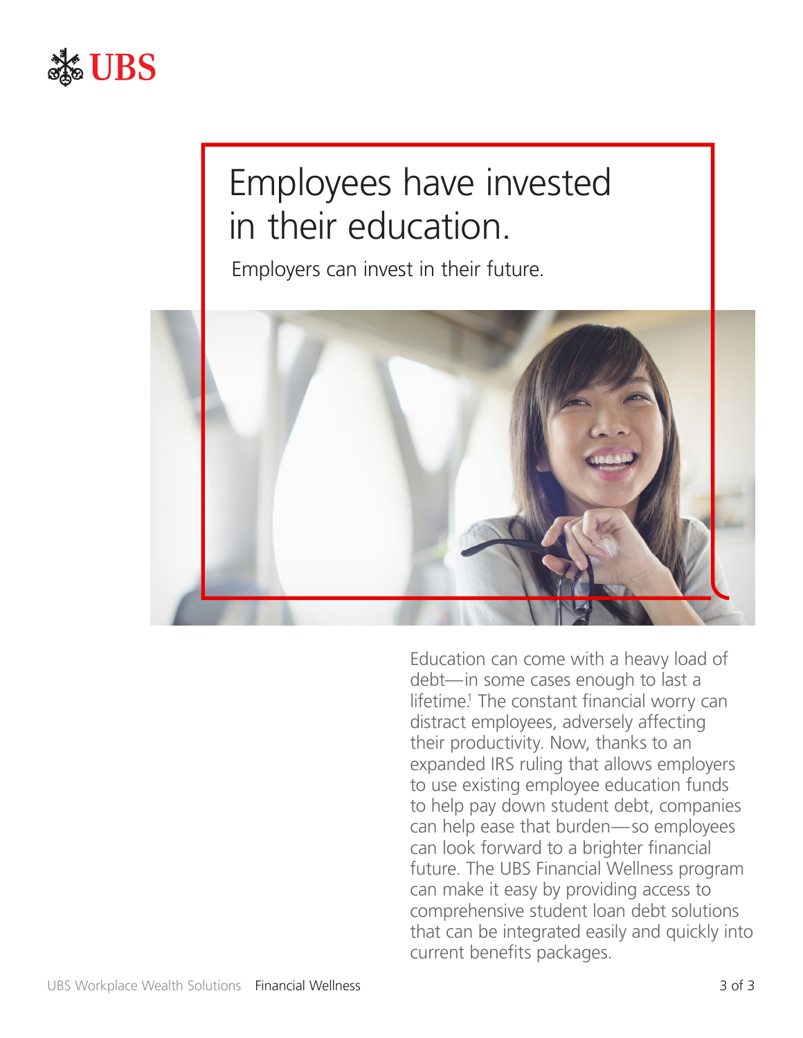# Employees have invested in their education.

Employers can invest in their future.

Education can come with a heavy load of debt—in some cases enough to last a lifetime.[1] The constant financial worry can distract employees, adversely affecting their productivity. Now, thanks to an expanded IRS ruling that allows employers to use existing employee education funds to help pay down student debt, companies can help ease that burden—so employees can look forward to a brighter financial future. The UBS Financial Wellness program can make it easy by providing access to comprehensive student loan debt solutions that can be integrated easily and quickly into current benefits packages.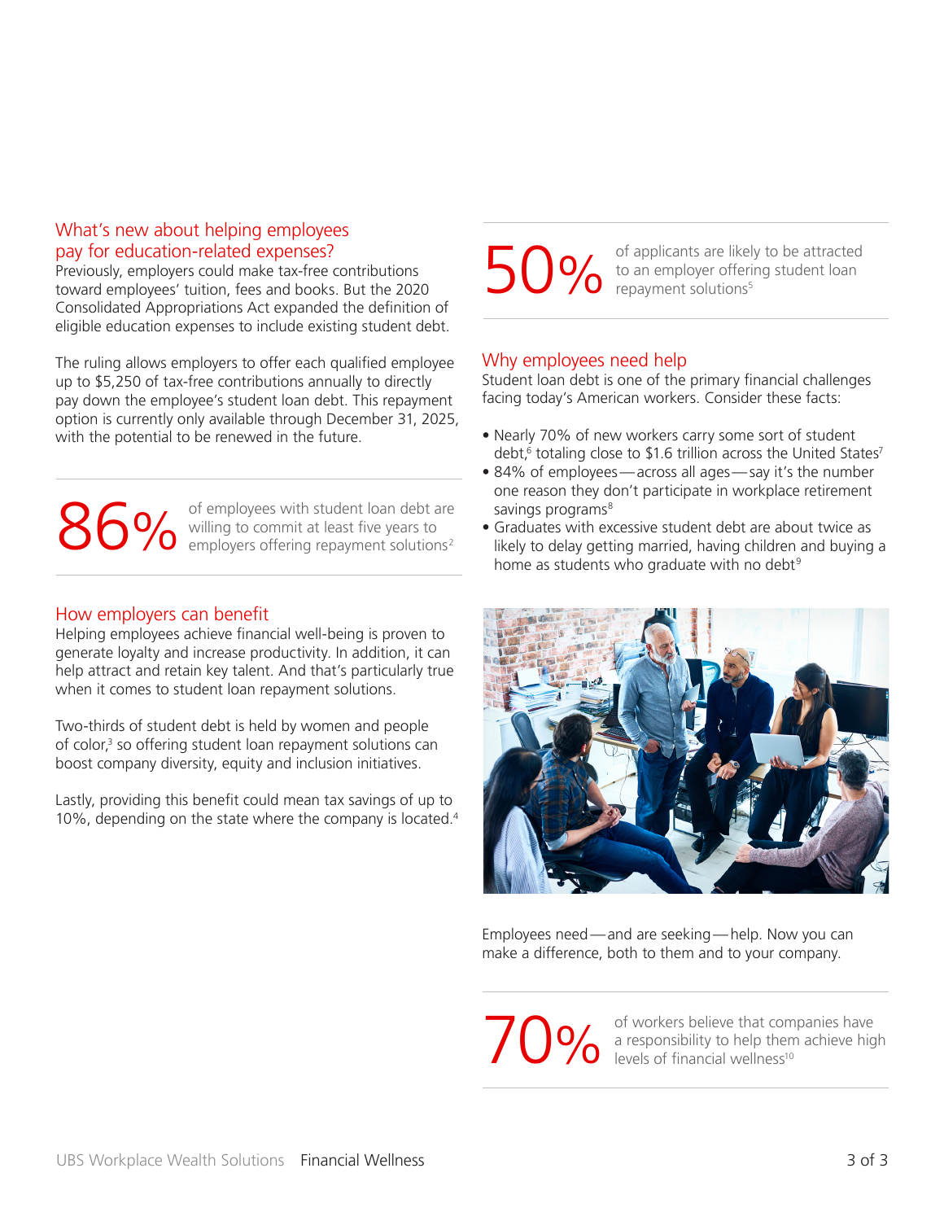## What's new about helping employees pay for education-related expenses?

Previously, employers could make tax-free contributions toward employees' tuition, fees and books. But the 2020 Consolidated Appropriations Act expanded the definition of eligible education expenses to include existing student debt.

The ruling allows employers to offer each qualified employee up to $5,250 of tax-free contributions annually to directly pay down the employee's student loan debt. This repayment option is currently only available through December 31, 2025, with the potential to be renewed in the future.

**86%** of employees with student loan debt are willing to commit at least five years to employers offering repayment solutions[2]

## How employers can benefit

Helping employees achieve financial well-being is proven to generate loyalty and increase productivity. In addition, it can help attract and retain key talent. And that's particularly true when it comes to student loan repayment solutions.

Two-thirds of student debt is held by women and people of color,[3] so offering student loan repayment solutions can boost company diversity, equity and inclusion initiatives.

Lastly, providing this benefit could mean tax savings of up to 10%, depending on the state where the company is located.[4]

**50%** of applicants are likely to be attracted to an employer offering student loan repayment solutions[5]

## Why employees need help

Student loan debt is one of the primary financial challenges facing today's American workers. Consider these facts:

- Nearly 70% of new workers carry some sort of student debt,[6] totaling close to $1.6 trillion across the United States[7]
- 84% of employees—across all ages—say it's the number one reason they don't participate in workplace retirement savings programs[8]
- Graduates with excessive student debt are about twice as likely to delay getting married, having children and buying a home as students who graduate with no debt[9]

Employees need—and are seeking—help. Now you can make a difference, both to them and to your company.

**70%** of workers believe that companies have a responsibility to help them achieve high levels of financial wellness[10]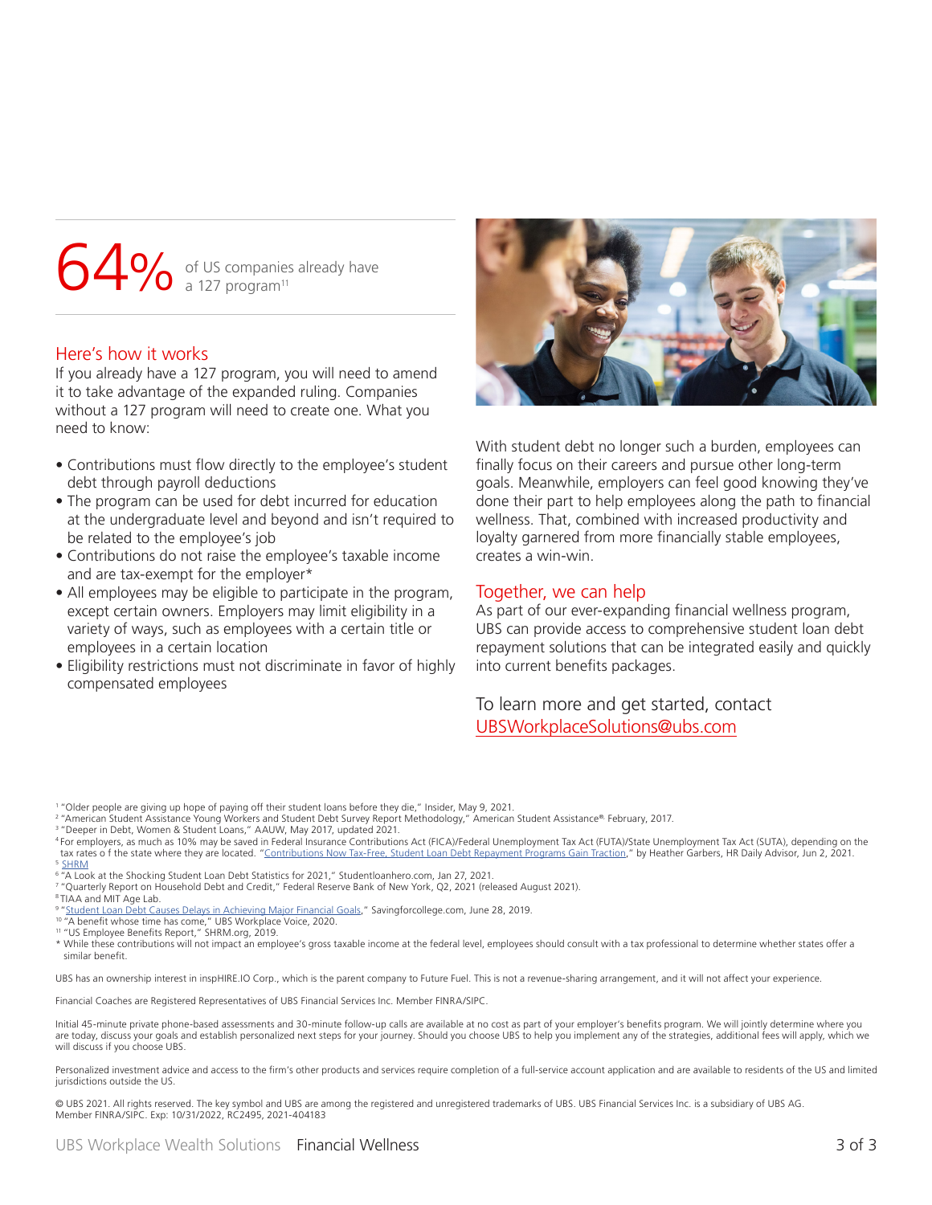64% of US companies already have a 127 program[11]

## Here's how it works

If you already have a 127 program, you will need to amend it to take advantage of the expanded ruling. Companies without a 127 program will need to create one. What you need to know:

- Contributions must flow directly to the employee's student debt through payroll deductions
- The program can be used for debt incurred for education at the undergraduate level and beyond and isn't required to be related to the employee's job
- Contributions do not raise the employee's taxable income and are tax-exempt for the employer*
- All employees may be eligible to participate in the program, except certain owners. Employers may limit eligibility in a variety of ways, such as employees with a certain title or employees in a certain location
- Eligibility restrictions must not discriminate in favor of highly compensated employees

With student debt no longer such a burden, employees can finally focus on their careers and pursue other long-term goals. Meanwhile, employers can feel good knowing they've done their part to help employees along the path to financial wellness. That, combined with increased productivity and loyalty garnered from more financially stable employees, creates a win-win.

## Together, we can help

As part of our ever-expanding financial wellness program, UBS can provide access to comprehensive student loan debt repayment solutions that can be integrated easily and quickly into current benefits packages.

To learn more and get started, contact UBSWorkplaceSolutions@ubs.com

[1] "Older people are giving up hope of paying off their student loans before they die," Insider, May 9, 2021.
[2] "American Student Assistance Young Workers and Student Debt Survey Report Methodology," American Student Assistance®, February, 2017.
[3] "Deeper in Debt, Women & Student Loans," AAUW, May 2017, updated 2021.
[4] For employers, as much as 10% may be saved in Federal Insurance Contributions Act (FICA)/Federal Unemployment Tax Act (FUTA)/State Unemployment Tax Act (SUTA), depending on the tax rates o f the state where they are located. "Contributions Now Tax-Free, Student Loan Debt Repayment Programs Gain Traction," by Heather Garbers, HR Daily Advisor, Jun 2, 2021.
[5] SHRM
[6] "A Look at the Shocking Student Loan Debt Statistics for 2021," Studentloanhero.com, Jan 27, 2021.
[7] "Quarterly Report on Household Debt and Credit," Federal Reserve Bank of New York, Q2, 2021 (released August 2021).
[8] TIAA and MIT Age Lab.
[9] "Student Loan Debt Causes Delays in Achieving Major Financial Goals," Savingforcollege.com, June 28, 2019.
[10] "A benefit whose time has come," UBS Workplace Voice, 2020.
[11] "US Employee Benefits Report," SHRM.org, 2019.
* While these contributions will not impact an employee's gross taxable income at the federal level, employees should consult with a tax professional to determine whether states offer a similar benefit.

UBS has an ownership interest in inspHIRE.IO Corp., which is the parent company to Future Fuel. This is not a revenue-sharing arrangement, and it will not affect your experience.

Financial Coaches are Registered Representatives of UBS Financial Services Inc. Member FINRA/SIPC.

Initial 45-minute private phone-based assessments and 30-minute follow-up calls are available at no cost as part of your employer's benefits program. We will jointly determine where you are today, discuss your goals and establish personalized next steps for your journey. Should you choose UBS to help you implement any of the strategies, additional fees will apply, which we will discuss if you choose UBS.

Personalized investment advice and access to the firm's other products and services require completion of a full-service account application and are available to residents of the US and limited jurisdictions outside the US.

© UBS 2021. All rights reserved. The key symbol and UBS are among the registered and unregistered trademarks of UBS. UBS Financial Services Inc. is a subsidiary of UBS AG. Member FINRA/SIPC. Exp: 10/31/2022, RC2495, 2021-404183